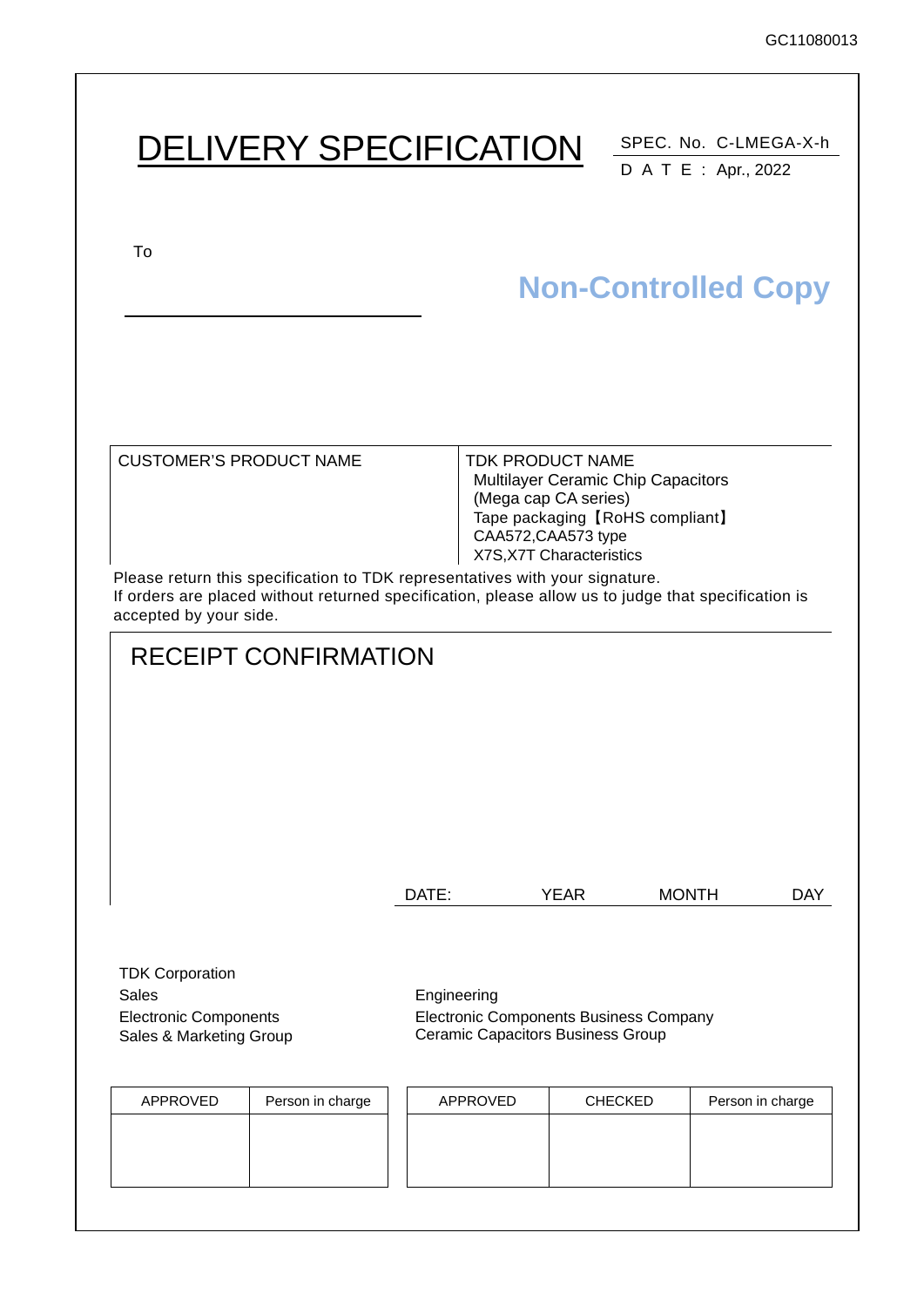GC11080013

# DELIVERY SPECIFICATION

SPEC. No. C-LMEGA-X-h
D A T E : Apr., 2022

To

**Non-Controlled Copy**

| CUSTOMER'S PRODUCT NAME | TDK PRODUCT NAME<br>Multilayer Ceramic Chip Capacitors<br>(Mega cap CA series)<br>Tape packaging【RoHS compliant】<br>CAA572,CAA573 type<br>X7S,X7T Characteristics |
|---|---|

Please return this specification to TDK representatives with your signature.
If orders are placed without returned specification, please allow us to judge that specification is accepted by your side.

## RECEIPT CONFIRMATION

DATE: YEAR MONTH DAY

TDK Corporation
Sales
Electronic Components
Sales & Marketing Group

Engineering
Electronic Components Business Company
Ceramic Capacitors Business Group

| APPROVED | Person in charge |
|---|---|
| | |

| APPROVED | CHECKED | Person in charge |
|---|---|---|
| | | |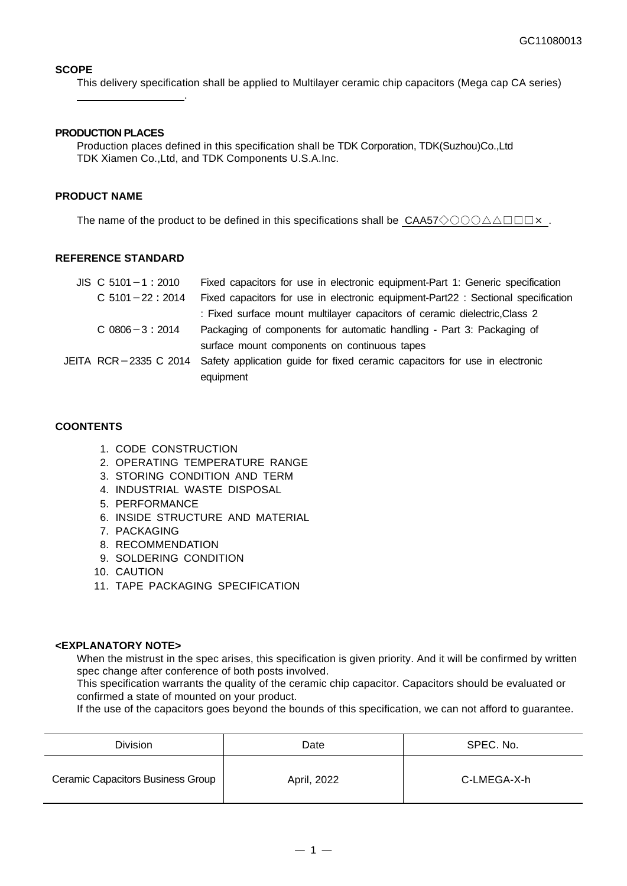GC11080013

**SCOPE**

This delivery specification shall be applied to Multilayer ceramic chip capacitors (Mega cap CA series) ____________.

**PRODUCTION PLACES**

Production places defined in this specification shall be TDK Corporation, TDK(Suzhou)Co.,Ltd TDK Xiamen Co.,Ltd, and TDK Components U.S.A.Inc.

**PRODUCT NAME**

The name of the product to be defined in this specifications shall be CAA57◇○○○△△□□□× .

**REFERENCE STANDARD**

| | |
|---|---|
| JIS C 5101－1：2010 | Fixed capacitors for use in electronic equipment-Part 1: Generic specification |
| C 5101－22：2014 | Fixed capacitors for use in electronic equipment-Part22 : Sectional specification : Fixed surface mount multilayer capacitors of ceramic dielectric,Class 2 |
| C 0806－3：2014 | Packaging of components for automatic handling - Part 3: Packaging of surface mount components on continuous tapes |
| JEITA RCR－2335 C 2014 | Safety application guide for fixed ceramic capacitors for use in electronic equipment |

**COONTENTS**

1. CODE CONSTRUCTION
2. OPERATING TEMPERATURE RANGE
3. STORING CONDITION AND TERM
4. INDUSTRIAL WASTE DISPOSAL
5. PERFORMANCE
6. INSIDE STRUCTURE AND MATERIAL
7. PACKAGING
8. RECOMMENDATION
9. SOLDERING CONDITION
10. CAUTION
11. TAPE PACKAGING SPECIFICATION

**<EXPLANATORY NOTE>**

When the mistrust in the spec arises, this specification is given priority. And it will be confirmed by written spec change after conference of both posts involved.
This specification warrants the quality of the ceramic chip capacitor. Capacitors should be evaluated or confirmed a state of mounted on your product.
If the use of the capacitors goes beyond the bounds of this specification, we can not afford to guarantee.

| Division | Date | SPEC. No. |
|---|---|---|
| Ceramic Capacitors Business Group | April, 2022 | C-LMEGA-X-h |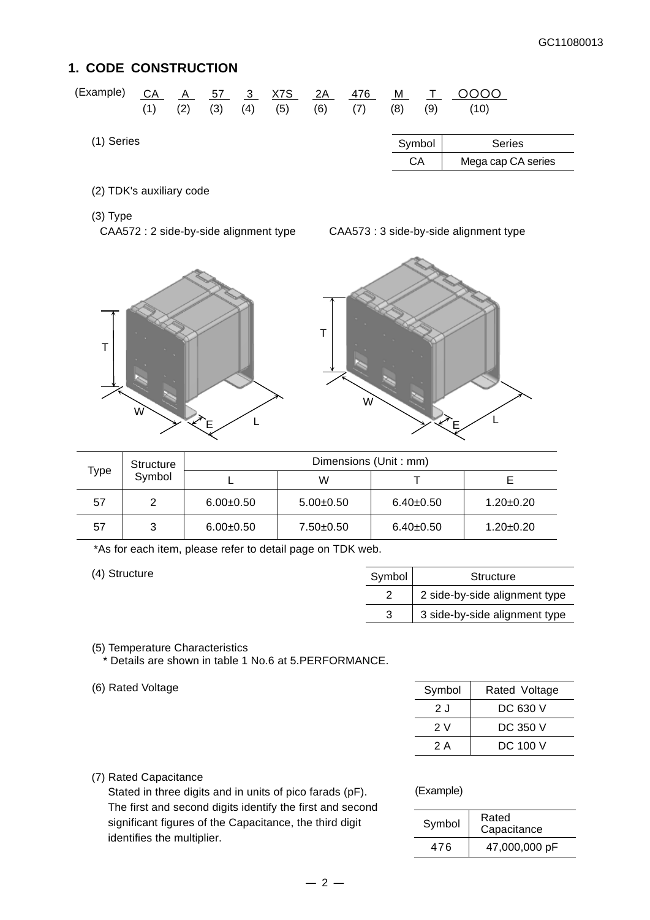## 1. CODE CONSTRUCTION

(Example)

| CA | A | 57 | 3 | X7S | 2A | 476 | M | T | OOOO |
|---|---|---|---|---|---|---|---|---|---|
| (1) | (2) | (3) | (4) | (5) | (6) | (7) | (8) | (9) | (10) |

(1) Series

| Symbol | Series |
|---|---|
| CA | Mega cap CA series |

(2) TDK's auxiliary code

(3) Type

CAA572 : 2 side-by-side alignment type

CAA573 : 3 side-by-side alignment type

| Type | Structure Symbol | Dimensions (Unit : mm) | | | |
|---|---|---|---|---|---|
| | | L | W | T | E |
| 57 | 2 | 6.00±0.50 | 5.00±0.50 | 6.40±0.50 | 1.20±0.20 |
| 57 | 3 | 6.00±0.50 | 7.50±0.50 | 6.40±0.50 | 1.20±0.20 |

*As for each item, please refer to detail page on TDK web.

(4) Structure

| Symbol | Structure |
|---|---|
| 2 | 2 side-by-side alignment type |
| 3 | 3 side-by-side alignment type |

(5) Temperature Characteristics

\* Details are shown in table 1 No.6 at 5.PERFORMANCE.

(6) Rated Voltage

| Symbol | Rated Voltage |
|---|---|
| 2 J | DC 630 V |
| 2 V | DC 350 V |
| 2 A | DC 100 V |

(7) Rated Capacitance

Stated in three digits and in units of pico farads (pF). The first and second digits identify the first and second significant figures of the Capacitance, the third digit identifies the multiplier.

(Example)

| Symbol | Rated Capacitance |
|---|---|
| 476 | 47,000,000 pF |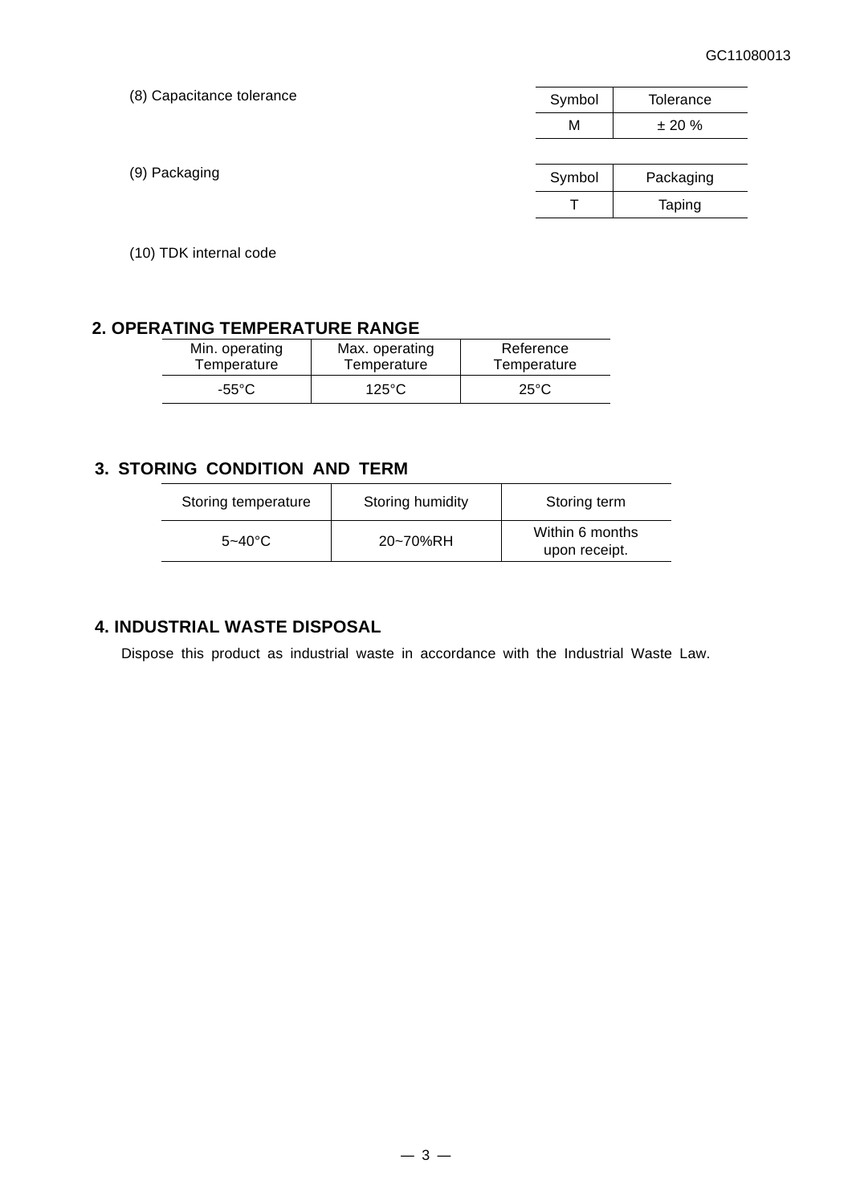(8) Capacitance tolerance

| Symbol | Tolerance |
|---|---|
| M | ± 20 % |

(9) Packaging

| Symbol | Packaging |
|---|---|
| T | Taping |

(10) TDK internal code

## 2. OPERATING TEMPERATURE RANGE

| Min. operating Temperature | Max. operating Temperature | Reference Temperature |
|---|---|---|
| -55°C | 125°C | 25°C |

## 3. STORING CONDITION AND TERM

| Storing temperature | Storing humidity | Storing term |
|---|---|---|
| 5~40°C | 20~70%RH | Within 6 months upon receipt. |

## 4. INDUSTRIAL WASTE DISPOSAL

Dispose this product as industrial waste in accordance with the Industrial Waste Law.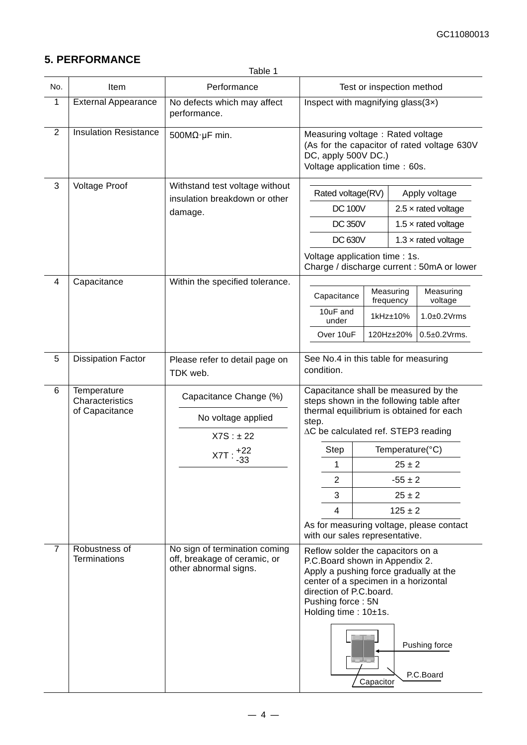## 5. PERFORMANCE

Table 1

| No. | Item | Performance | Test or inspection method |
|---|---|---|---|
| 1 | External Appearance | No defects which may affect performance. | Inspect with magnifying glass(3×) |
| 2 | Insulation Resistance | 500MΩ·μF min. | Measuring voltage：Rated voltage<br>(As for the capacitor of rated voltage 630V DC, apply 500V DC.)<br>Voltage application time：60s. |
| 3 | Voltage Proof | Withstand test voltage without insulation breakdown or other damage. | Rated voltage(RV) / Apply voltage:<br>DC 100V: 2.5 × rated voltage<br>DC 350V: 1.5 × rated voltage<br>DC 630V: 1.3 × rated voltage<br>Voltage application time : 1s.<br>Charge / discharge current : 50mA or lower |
| 4 | Capacitance | Within the specified tolerance. | Capacitance / Measuring frequency / Measuring voltage:<br>10uF and under: 1kHz±10%, 1.0±0.2Vrms<br>Over 10uF: 120Hz±20%, 0.5±0.2Vrms. |
| 5 | Dissipation Factor | Please refer to detail page on TDK web. | See No.4 in this table for measuring condition. |
| 6 | Temperature Characteristics of Capacitance | Capacitance Change (%)<br>No voltage applied<br>X7S : ± 22<br>X7T : $^{+22}_{-33}$ | Capacitance shall be measured by the steps shown in the following table after thermal equilibrium is obtained for each step.<br>ΔC be calculated ref. STEP3 reading<br>Step / Temperature(°C):<br>1: 25 ± 2<br>2: -55 ± 2<br>3: 25 ± 2<br>4: 125 ± 2<br>As for measuring voltage, please contact with our sales representative. |
| 7 | Robustness of Terminations | No sign of termination coming off, breakage of ceramic, or other abnormal signs. | Reflow solder the capacitors on a P.C.Board shown in Appendix 2.<br>Apply a pushing force gradually at the center of a specimen in a horizontal direction of P.C.board.<br>Pushing force : 5N<br>Holding time : 10±1s.<br>(Figure labels: Pushing force, P.C.Board, Capacitor) |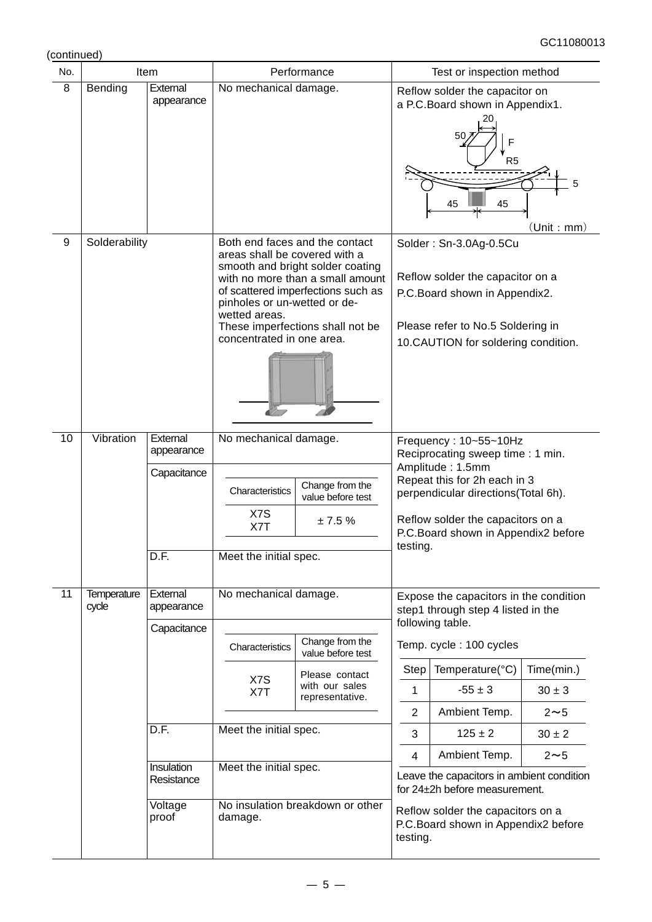(continued)

| No. | Item | | Performance | Test or inspection method |
|---|---|---|---|---|
| 8 | Bending | External appearance | No mechanical damage. | Reflow solder the capacitor on a P.C.Board shown in Appendix1. (Diagram: 20, 50, F, R5, 5, 45, 45) (Unit : mm) |
| 9 | Solderability | | Both end faces and the contact areas shall be covered with a smooth and bright solder coating with no more than a small amount of scattered imperfections such as pinholes or un-wetted or de-wetted areas. These imperfections shall not be concentrated in one area. | Solder : Sn-3.0Ag-0.5Cu<br><br>Reflow solder the capacitor on a P.C.Board shown in Appendix2.<br><br>Please refer to No.5 Soldering in 10.CAUTION for soldering condition. |
| 10 | Vibration | External appearance | No mechanical damage. | Frequency : 10~55~10Hz<br>Reciprocating sweep time : 1 min.<br>Amplitude : 1.5mm<br>Repeat this for 2h each in 3 perpendicular directions(Total 6h).<br><br>Reflow solder the capacitors on a P.C.Board shown in Appendix2 before testing. |
| | | Capacitance | Characteristics: X7S, X7T / Change from the value before test: ± 7.5 % | |
| | | D.F. | Meet the initial spec. | |
| 11 | Temperature cycle | External appearance | No mechanical damage. | Expose the capacitors in the condition step1 through step 4 listed in the following table.<br><br>Temp. cycle : 100 cycles<br><br>Step 1: Temperature -55 ± 3 °C, Time 30 ± 3 min.<br>Step 2: Temperature Ambient Temp., Time 2～5 min.<br>Step 3: Temperature 125 ± 2 °C, Time 30 ± 2 min.<br>Step 4: Temperature Ambient Temp., Time 2～5 min.<br><br>Leave the capacitors in ambient condition for 24±2h before measurement.<br><br>Reflow solder the capacitors on a P.C.Board shown in Appendix2 before testing. |
| | | Capacitance | Characteristics: X7S, X7T / Change from the value before test: Please contact with our sales representative. | |
| | | D.F. | Meet the initial spec. | |
| | | Insulation Resistance | Meet the initial spec. | |
| | | Voltage proof | No insulation breakdown or other damage. | |

Capacitance (No.10):

| Characteristics | Change from the value before test |
|---|---|
| X7S<br>X7T | ± 7.5 % |

Capacitance (No.11):

| Characteristics | Change from the value before test |
|---|---|
| X7S<br>X7T | Please contact with our sales representative. |

Temperature cycle conditions (No.11):

| Step | Temperature(°C) | Time(min.) |
|---|---|---|
| 1 | -55 ± 3 | 30 ± 3 |
| 2 | Ambient Temp. | 2～5 |
| 3 | 125 ± 2 | 30 ± 2 |
| 4 | Ambient Temp. | 2～5 |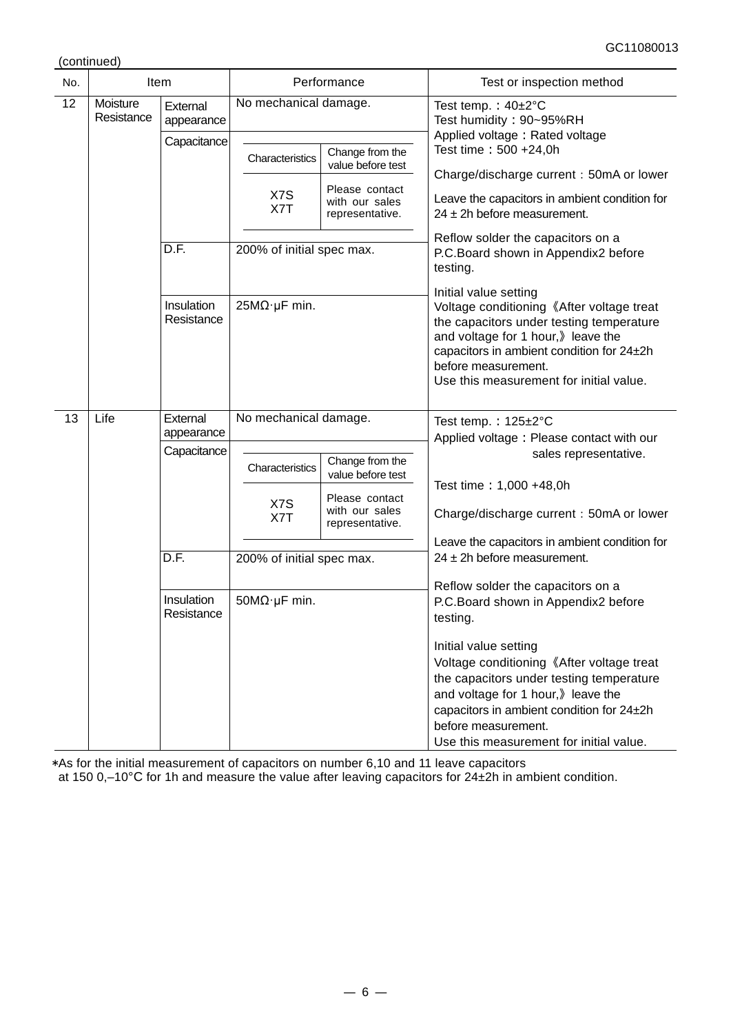(continued)

| No. | Item | | Performance | | Test or inspection method |
|---|---|---|---|---|---|
| 12 | Moisture Resistance | External appearance | No mechanical damage. | | Test temp.：40±2°C<br>Test humidity：90~95%RH<br>Applied voltage：Rated voltage<br>Test time：500 +24,0h<br>Charge/discharge current：50mA or lower<br>Leave the capacitors in ambient condition for 24 ± 2h before measurement.<br>Reflow solder the capacitors on a P.C.Board shown in Appendix2 before testing.<br>Initial value setting<br>Voltage conditioning《After voltage treat the capacitors under testing temperature and voltage for 1 hour,》leave the capacitors in ambient condition for 24±2h before measurement.<br>Use this measurement for initial value. |
| | | Capacitance | Characteristics | Change from the value before test | |
| | | | X7S<br>X7T | Please contact with our sales representative. | |
| | | D.F. | 200% of initial spec max. | | |
| | | Insulation Resistance | 25MΩ·μF min. | | |
| 13 | Life | External appearance | No mechanical damage. | | Test temp.：125±2°C<br>Applied voltage：Please contact with our sales representative.<br>Test time：1,000 +48,0h<br>Charge/discharge current：50mA or lower<br>Leave the capacitors in ambient condition for 24 ± 2h before measurement.<br>Reflow solder the capacitors on a P.C.Board shown in Appendix2 before testing.<br>Initial value setting<br>Voltage conditioning《After voltage treat the capacitors under testing temperature and voltage for 1 hour,》leave the capacitors in ambient condition for 24±2h before measurement.<br>Use this measurement for initial value. |
| | | Capacitance | Characteristics | Change from the value before test | |
| | | | X7S<br>X7T | Please contact with our sales representative. | |
| | | D.F. | 200% of initial spec max. | | |
| | | Insulation Resistance | 50MΩ·μF min. | | |

∗As for the initial measurement of capacitors on number 6,10 and 11 leave capacitors at 150 0,–10°C for 1h and measure the value after leaving capacitors for 24±2h in ambient condition.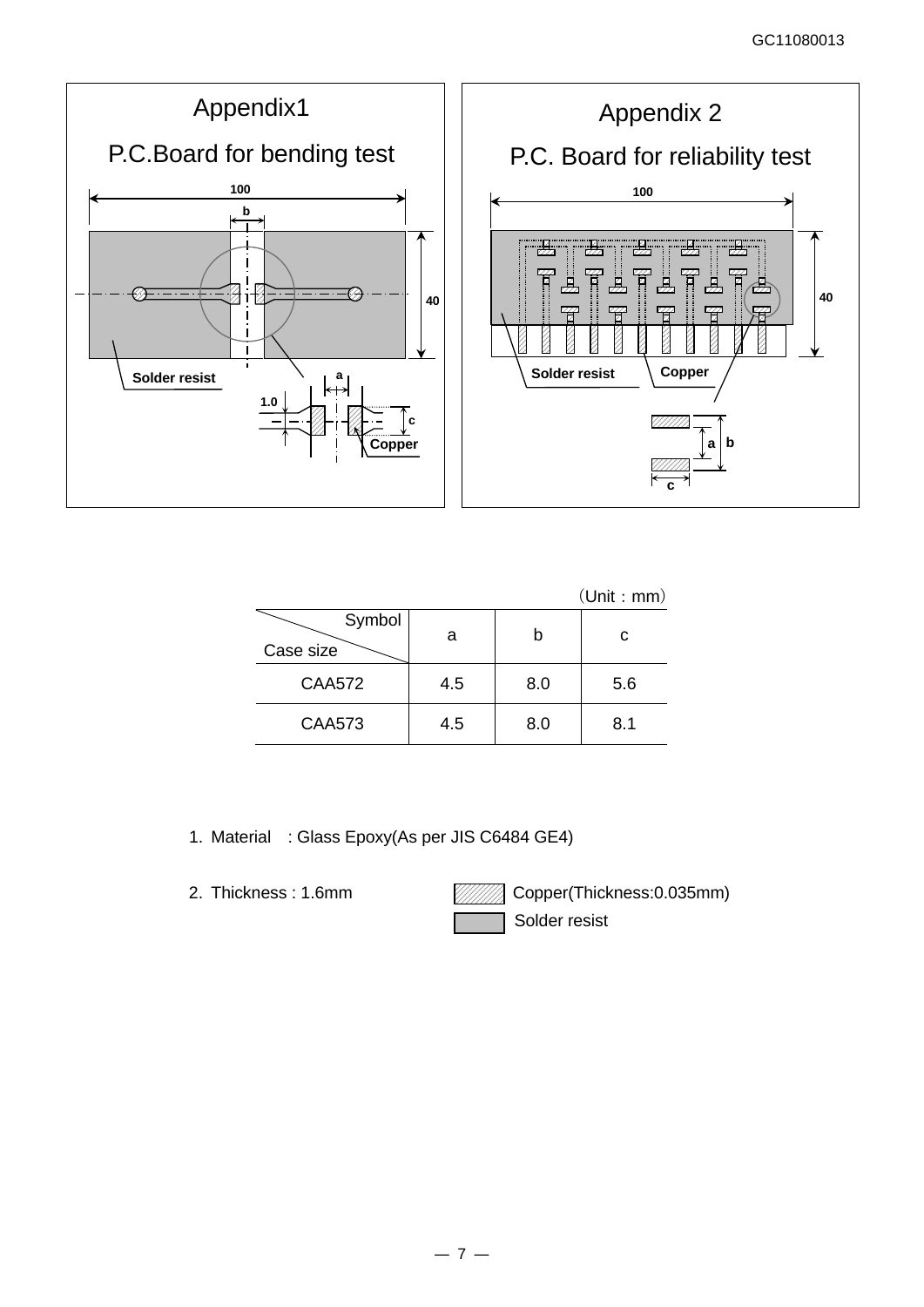## Appendix1

### P.C.Board for bending test

100

b

40

Solder resist

a

1.0

c

Copper

## Appendix 2

### P.C. Board for reliability test

100

40

Solder resist

Copper

a

b

c

（Unit : mm）

| Symbol / Case size | a | b | c |
|---|---|---|---|
| CAA572 | 4.5 | 8.0 | 5.6 |
| CAA573 | 4.5 | 8.0 | 8.1 |

1. Material : Glass Epoxy(As per JIS C6484 GE4)

2. Thickness : 1.6mm

Copper(Thickness:0.035mm)

Solder resist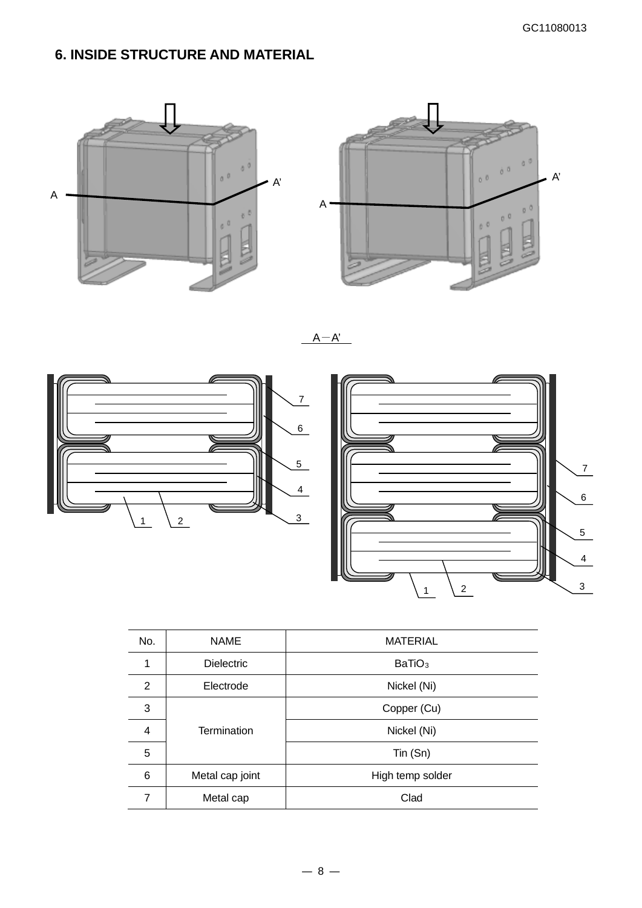## 6. INSIDE STRUCTURE AND MATERIAL

A－A'

| No. | NAME | MATERIAL |
|---|---|---|
| 1 | Dielectric | $BaTiO_3$ |
| 2 | Electrode | Nickel (Ni) |
| 3 | Termination | Copper (Cu) |
| 4 | | Nickel (Ni) |
| 5 | | Tin (Sn) |
| 6 | Metal cap joint | High temp solder |
| 7 | Metal cap | Clad |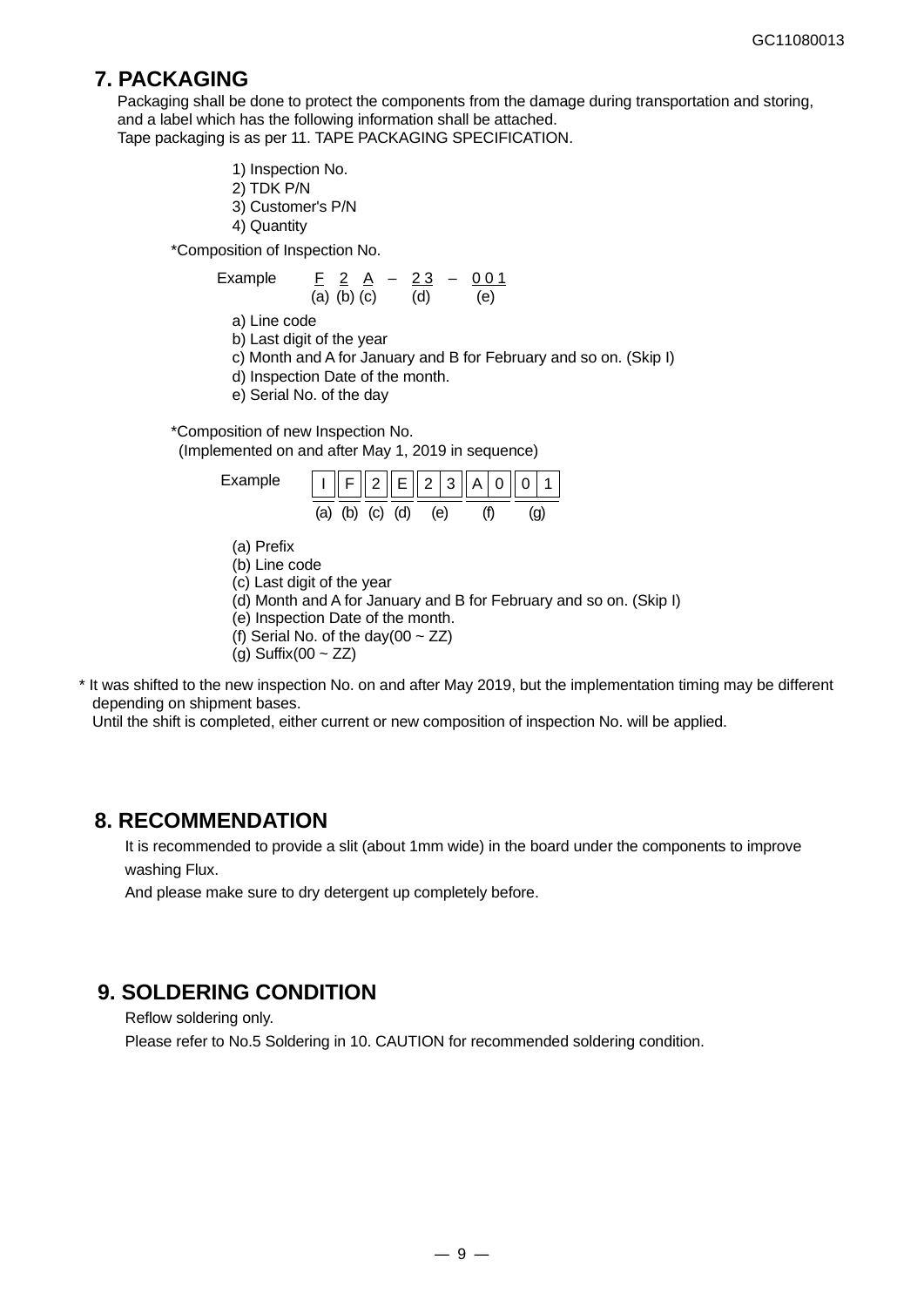## 7. PACKAGING

Packaging shall be done to protect the components from the damage during transportation and storing, and a label which has the following information shall be attached.
Tape packaging is as per 11. TAPE PACKAGING SPECIFICATION.

1) Inspection No.
2) TDK P/N
3) Customer's P/N
4) Quantity

*Composition of Inspection No.

```
Example     F   2   A  –  2 3  –  0 0 1
           (a) (b) (c)    (d)     (e)
```

a) Line code
b) Last digit of the year
c) Month and A for January and B for February and so on. (Skip I)
d) Inspection Date of the month.
e) Serial No. of the day

*Composition of new Inspection No.
(Implemented on and after May 1, 2019 in sequence)

| Example | I | F | 2 | E | 2 3 | A 0 | 0 1 |
|---|---|---|---|---|---|---|---|
| | (a) | (b) | (c) | (d) | (e) | (f) | (g) |

(a) Prefix
(b) Line code
(c) Last digit of the year
(d) Month and A for January and B for February and so on. (Skip I)
(e) Inspection Date of the month.
(f) Serial No. of the day(00 ~ ZZ)
(g) Suffix(00 ~ ZZ)

\* It was shifted to the new inspection No. on and after May 2019, but the implementation timing may be different depending on shipment bases.
Until the shift is completed, either current or new composition of inspection No. will be applied.

## 8. RECOMMENDATION

It is recommended to provide a slit (about 1mm wide) in the board under the components to improve washing Flux.
And please make sure to dry detergent up completely before.

## 9. SOLDERING CONDITION

Reflow soldering only.
Please refer to No.5 Soldering in 10. CAUTION for recommended soldering condition.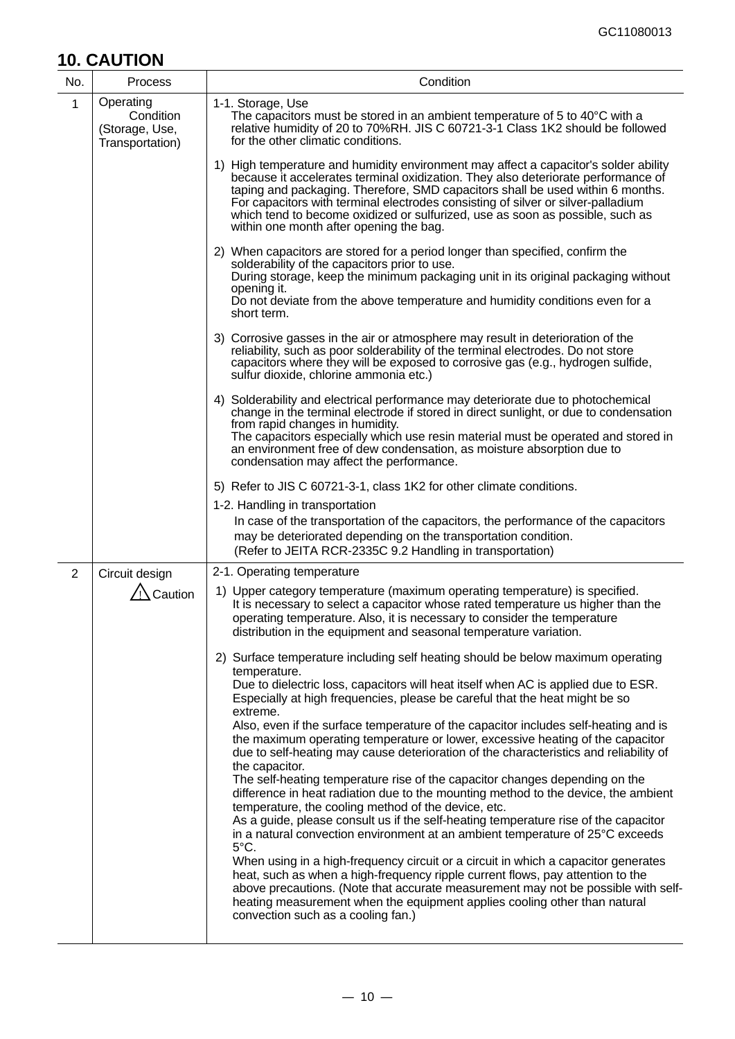## 10. CAUTION

| No. | Process | Condition |
|---|---|---|
| 1 | Operating Condition (Storage, Use, Transportation) | 1-1. Storage, Use<br>The capacitors must be stored in an ambient temperature of 5 to 40°C with a relative humidity of 20 to 70%RH. JIS C 60721-3-1 Class 1K2 should be followed for the other climatic conditions.<br><br>1) High temperature and humidity environment may affect a capacitor's solder ability because it accelerates terminal oxidization. They also deteriorate performance of taping and packaging. Therefore, SMD capacitors shall be used within 6 months. For capacitors with terminal electrodes consisting of silver or silver-palladium which tend to become oxidized or sulfurized, use as soon as possible, such as within one month after opening the bag.<br><br>2) When capacitors are stored for a period longer than specified, confirm the solderability of the capacitors prior to use.<br>During storage, keep the minimum packaging unit in its original packaging without opening it.<br>Do not deviate from the above temperature and humidity conditions even for a short term.<br><br>3) Corrosive gasses in the air or atmosphere may result in deterioration of the reliability, such as poor solderability of the terminal electrodes. Do not store capacitors where they will be exposed to corrosive gas (e.g., hydrogen sulfide, sulfur dioxide, chlorine ammonia etc.)<br><br>4) Solderability and electrical performance may deteriorate due to photochemical change in the terminal electrode if stored in direct sunlight, or due to condensation from rapid changes in humidity.<br>The capacitors especially which use resin material must be operated and stored in an environment free of dew condensation, as moisture absorption due to condensation may affect the performance.<br><br>5) Refer to JIS C 60721-3-1, class 1K2 for other climate conditions.<br><br>1-2. Handling in transportation<br>In case of the transportation of the capacitors, the performance of the capacitors may be deteriorated depending on the transportation condition.<br>(Refer to JEITA RCR-2335C 9.2 Handling in transportation) |
| 2 | Circuit design<br>⚠ Caution | 2-1. Operating temperature<br><br>1) Upper category temperature (maximum operating temperature) is specified. It is necessary to select a capacitor whose rated temperature us higher than the operating temperature. Also, it is necessary to consider the temperature distribution in the equipment and seasonal temperature variation.<br><br>2) Surface temperature including self heating should be below maximum operating temperature.<br>Due to dielectric loss, capacitors will heat itself when AC is applied due to ESR. Especially at high frequencies, please be careful that the heat might be so extreme.<br>Also, even if the surface temperature of the capacitor includes self-heating and is the maximum operating temperature or lower, excessive heating of the capacitor due to self-heating may cause deterioration of the characteristics and reliability of the capacitor.<br>The self-heating temperature rise of the capacitor changes depending on the difference in heat radiation due to the mounting method to the device, the ambient temperature, the cooling method of the device, etc.<br>As a guide, please consult us if the self-heating temperature rise of the capacitor in a natural convection environment at an ambient temperature of 25°C exceeds 5°C.<br>When using in a high-frequency circuit or a circuit in which a capacitor generates heat, such as when a high-frequency ripple current flows, pay attention to the above precautions. (Note that accurate measurement may not be possible with self-heating measurement when the equipment applies cooling other than natural convection such as a cooling fan.) |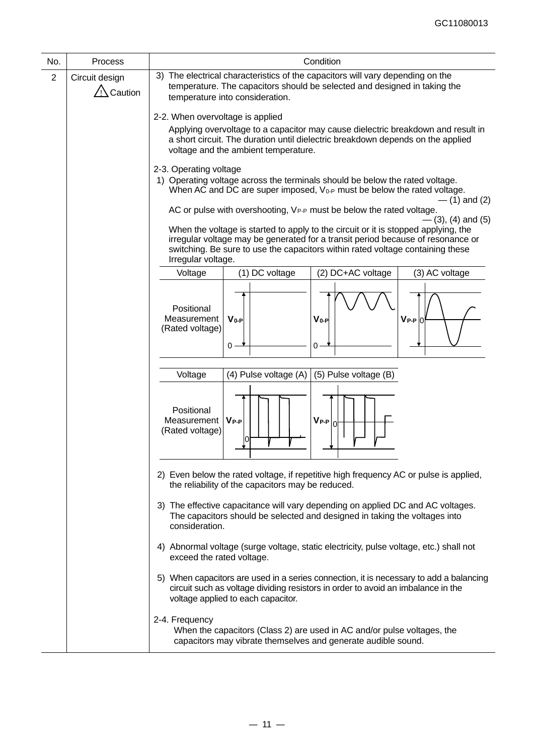| No. | Process | Condition |
|---|---|---|
| 2 | Circuit design ⚠ Caution | 3) The electrical characteristics of the capacitors will vary depending on the temperature. The capacitors should be selected and designed in taking the temperature into consideration. |

2-2. When overvoltage is applied

Applying overvoltage to a capacitor may cause dielectric breakdown and result in a short circuit. The duration until dielectric breakdown depends on the applied voltage and the ambient temperature.

2-3. Operating voltage

1) Operating voltage across the terminals should be below the rated voltage. When AC and DC are super imposed, $V_{0\text{-}P}$ must be below the rated voltage. — (1) and (2)

AC or pulse with overshooting, $V_{P\text{-}P}$ must be below the rated voltage. — (3), (4) and (5)

When the voltage is started to apply to the circuit or it is stopped applying, the irregular voltage may be generated for a transit period because of resonance or switching. Be sure to use the capacitors within rated voltage containing these Irregular voltage.

| Voltage | (1) DC voltage | (2) DC+AC voltage | (3) AC voltage |
|---|---|---|---|
| Positional Measurement (Rated voltage) | $V_{0\text{-}P}$ | $V_{0\text{-}P}$ | $V_{P\text{-}P}$ |

| Voltage | (4) Pulse voltage (A) | (5) Pulse voltage (B) |
|---|---|---|
| Positional Measurement (Rated voltage) | $V_{P\text{-}P}$ | $V_{P\text{-}P}$ |

2) Even below the rated voltage, if repetitive high frequency AC or pulse is applied, the reliability of the capacitors may be reduced.

3) The effective capacitance will vary depending on applied DC and AC voltages. The capacitors should be selected and designed in taking the voltages into consideration.

4) Abnormal voltage (surge voltage, static electricity, pulse voltage, etc.) shall not exceed the rated voltage.

5) When capacitors are used in a series connection, it is necessary to add a balancing circuit such as voltage dividing resistors in order to avoid an imbalance in the voltage applied to each capacitor.

2-4. Frequency

When the capacitors (Class 2) are used in AC and/or pulse voltages, the capacitors may vibrate themselves and generate audible sound.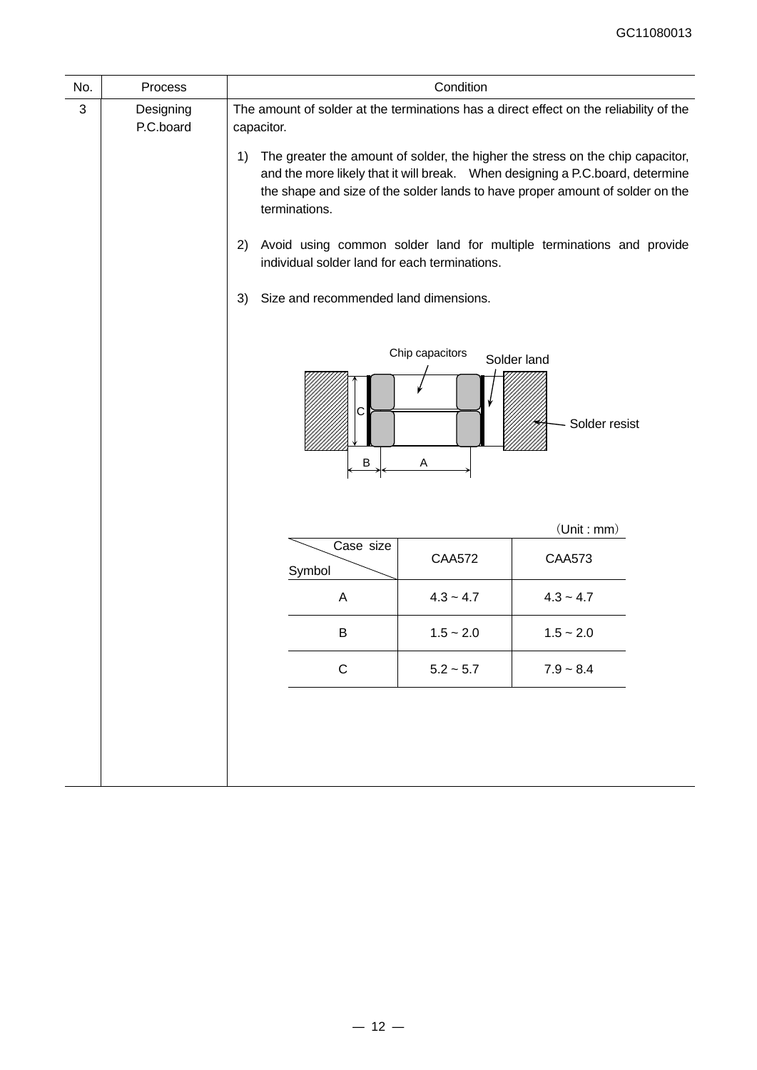| No. | Process | Condition |
|---|---|---|
| 3 | Designing P.C.board | The amount of solder at the terminations has a direct effect on the reliability of the capacitor. |

1) The greater the amount of solder, the higher the stress on the chip capacitor, and the more likely that it will break. When designing a P.C.board, determine the shape and size of the solder lands to have proper amount of solder on the terminations.

2) Avoid using common solder land for multiple terminations and provide individual solder land for each terminations.

3) Size and recommended land dimensions.

Chip capacitors
Solder land
Solder resist
C
B
A

(Unit : mm)

| Case size / Symbol | CAA572 | CAA573 |
|---|---|---|
| A | 4.3 ~ 4.7 | 4.3 ~ 4.7 |
| B | 1.5 ~ 2.0 | 1.5 ~ 2.0 |
| C | 5.2 ~ 5.7 | 7.9 ~ 8.4 |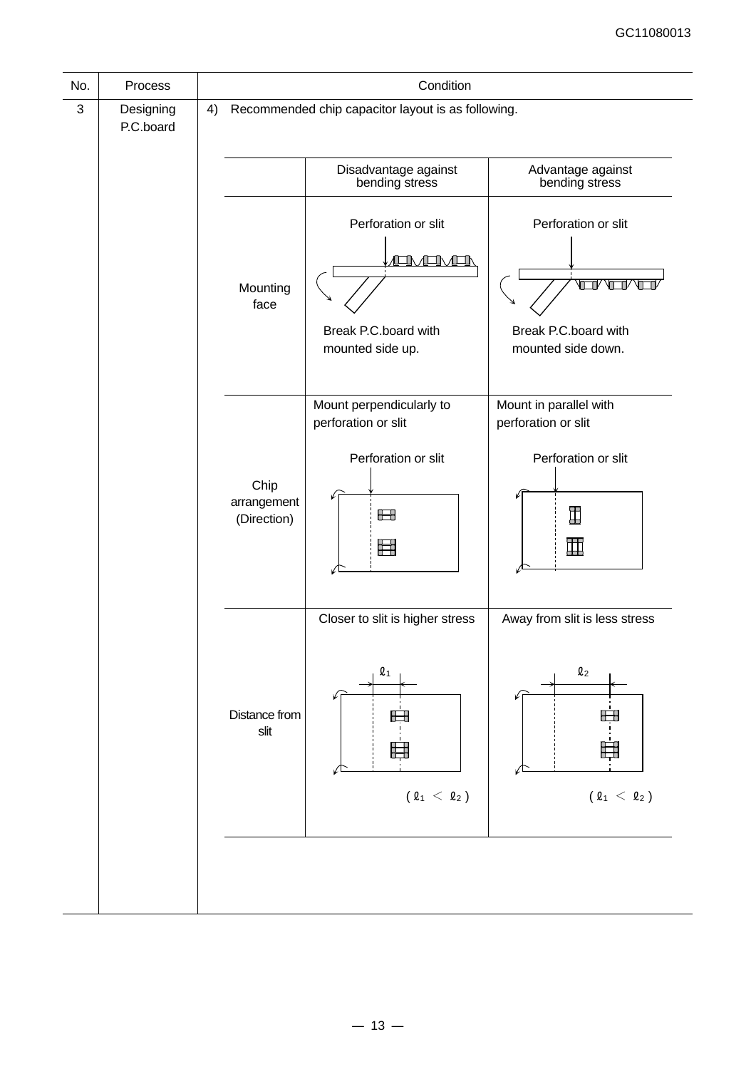| No. | Process | Condition |
|---|---|---|
| 3 | Designing P.C.board | 4) Recommended chip capacitor layout is as following. |

| | Disadvantage against bending stress | Advantage against bending stress |
|---|---|---|
| Mounting face | Perforation or slit<br>Break P.C.board with mounted side up. | Perforation or slit<br>Break P.C.board with mounted side down. |
| Chip arrangement (Direction) | Mount perpendicularly to perforation or slit<br>Perforation or slit | Mount in parallel with perforation or slit<br>Perforation or slit |
| Distance from slit | Closer to slit is higher stress<br>$\ell_1$<br>( $\ell_1 < \ell_2$ ) | Away from slit is less stress<br>$\ell_2$<br>( $\ell_1 < \ell_2$ ) |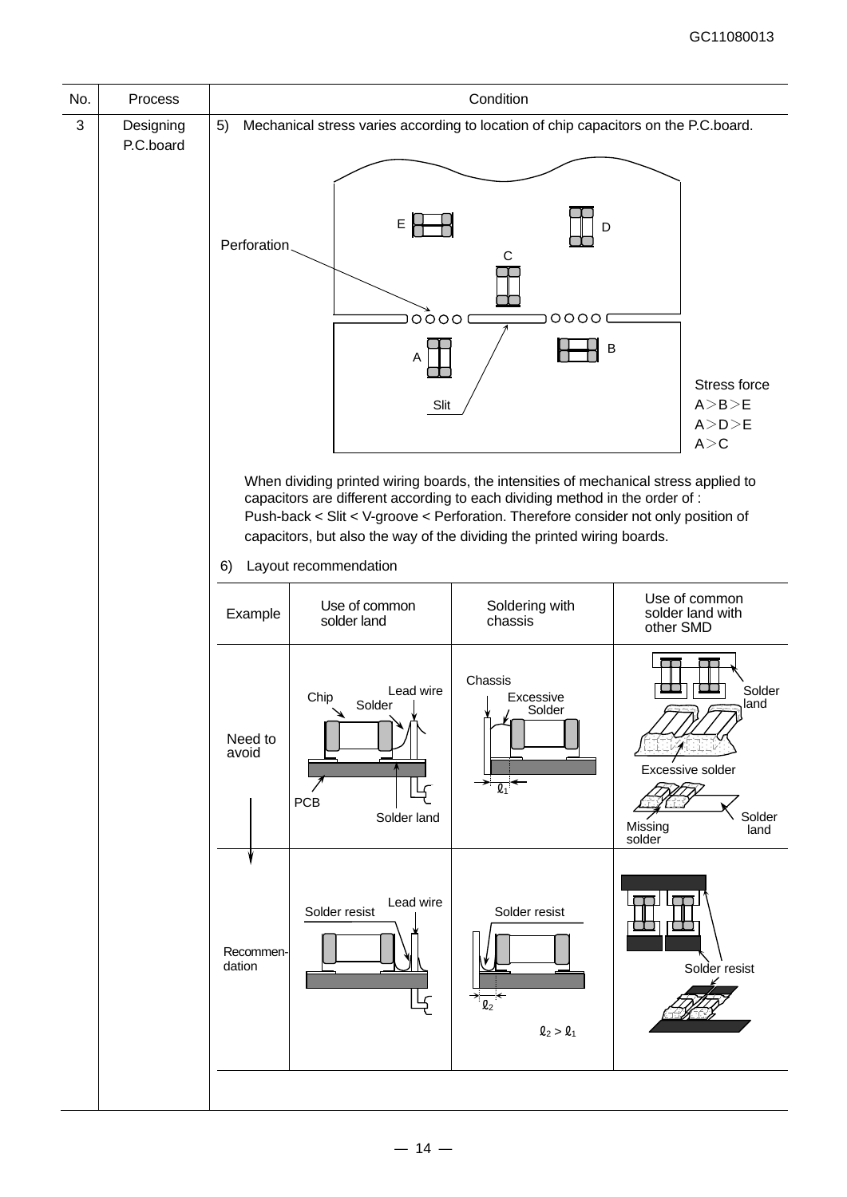| No. | Process | Condition |
|---|---|---|
| 3 | Designing P.C.board | 5) Mechanical stress varies according to location of chip capacitors on the P.C.board. |

Perforation

Slit

E D C A B

Stress force
A＞B＞E
A＞D＞E
A＞C

When dividing printed wiring boards, the intensities of mechanical stress applied to capacitors are different according to each dividing method in the order of : Push-back < Slit < V-groove < Perforation. Therefore consider not only position of capacitors, but also the way of the dividing the printed wiring boards.

6) Layout recommendation

| Example | Use of common solder land | Soldering with chassis | Use of common solder land with other SMD |
|---|---|---|---|
| Need to avoid | Chip, Solder, Lead wire, PCB, Solder land | Chassis, Excessive Solder, $\ell_1$ | Solder land, Excessive solder, Missing solder, Solder land |
| Recommendation | Solder resist, Lead wire | Solder resist, $\ell_2$, $\ell_2 > \ell_1$ | Solder resist |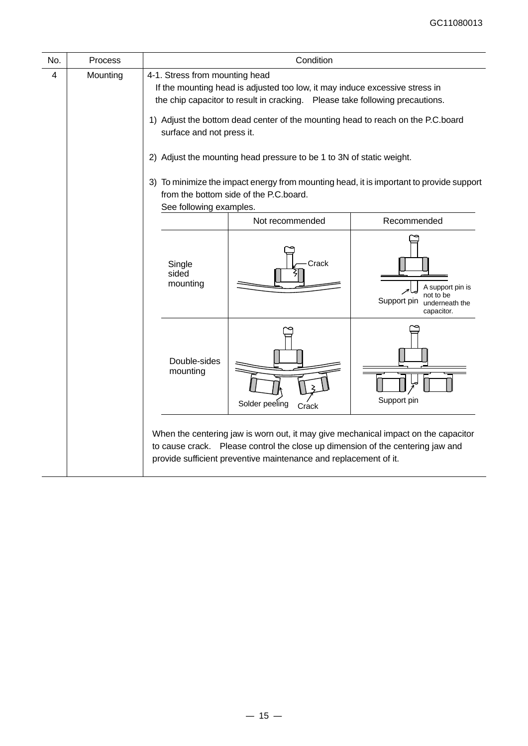| No. | Process | Condition |
|---|---|---|
| 4 | Mounting | 4-1. Stress from mounting head<br>If the mounting head is adjusted too low, it may induce excessive stress in the chip capacitor to result in cracking. Please take following precautions.<br><br>1) Adjust the bottom dead center of the mounting head to reach on the P.C.board surface and not press it.<br><br>2) Adjust the mounting head pressure to be 1 to 3N of static weight.<br><br>3) To minimize the impact energy from mounting head, it is important to provide support from the bottom side of the P.C.board.<br>See following examples. |

| | Not recommended | Recommended |
|---|---|---|
| Single sided mounting | Crack | Support pin<br>A support pin is not to be underneath the capacitor. |
| Double-sides mounting | Solder peeling<br>Crack | Support pin |

When the centering jaw is worn out, it may give mechanical impact on the capacitor to cause crack. Please control the close up dimension of the centering jaw and provide sufficient preventive maintenance and replacement of it.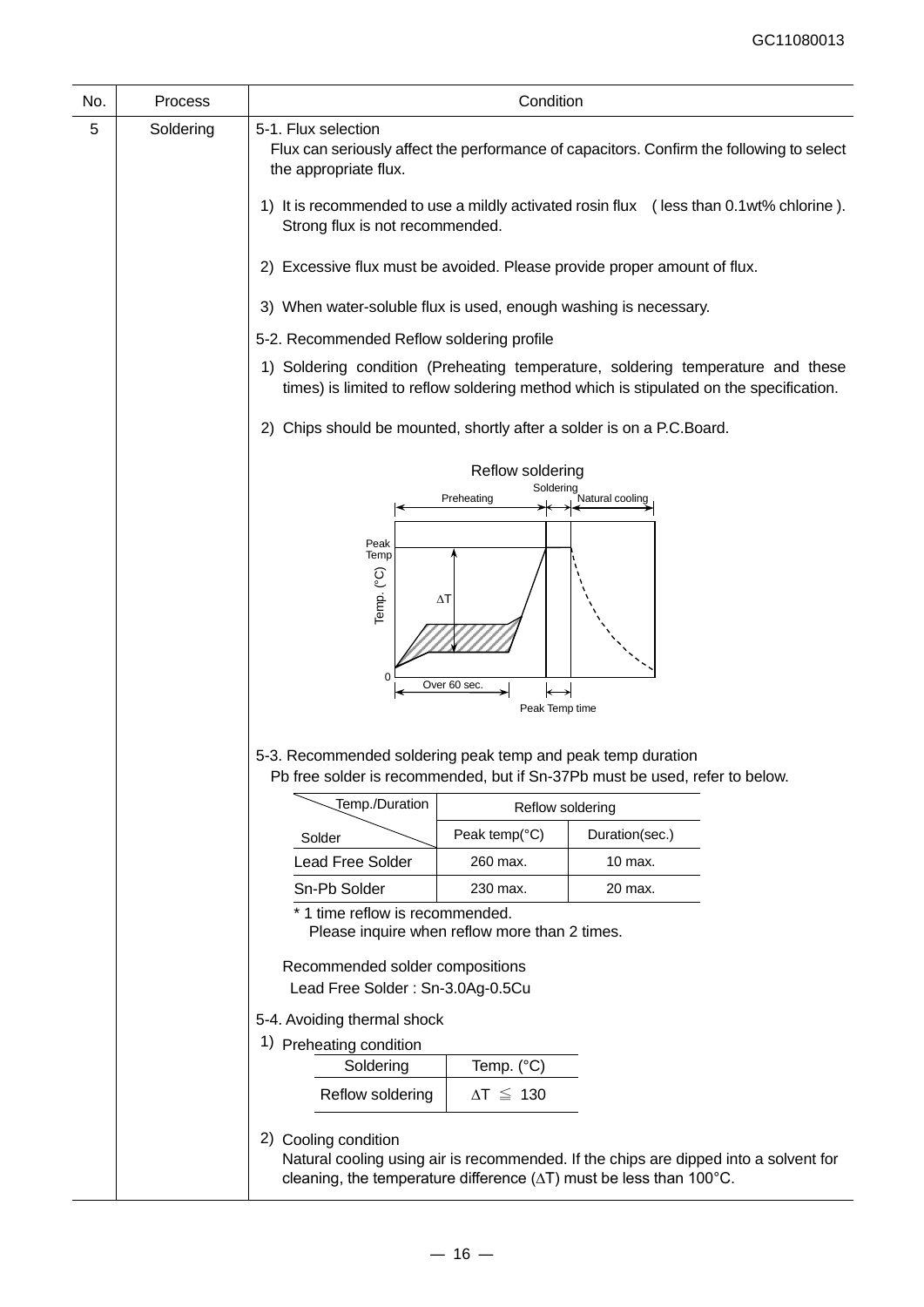| No. | Process | Condition |
|---|---|---|
| 5 | Soldering | 5-1. Flux selection |

Flux can seriously affect the performance of capacitors. Confirm the following to select the appropriate flux.

1) It is recommended to use a mildly activated rosin flux (less than 0.1wt% chlorine). Strong flux is not recommended.

2) Excessive flux must be avoided. Please provide proper amount of flux.

3) When water-soluble flux is used, enough washing is necessary.

5-2. Recommended Reflow soldering profile

1) Soldering condition (Preheating temperature, soldering temperature and these times) is limited to reflow soldering method which is stipulated on the specification.

2) Chips should be mounted, shortly after a solder is on a P.C.Board.

Reflow soldering

Preheating / Soldering / Natural cooling

Peak Temp

Temp. (°C)

ΔT

0

Over 60 sec.

Peak Temp time

5-3. Recommended soldering peak temp and peak temp duration

Pb free solder is recommended, but if Sn-37Pb must be used, refer to below.

| Solder \ Temp./Duration | Reflow soldering | |
|---|---|---|
| | Peak temp(°C) | Duration(sec.) |
| Lead Free Solder | 260 max. | 10 max. |
| Sn-Pb Solder | 230 max. | 20 max. |

\* 1 time reflow is recommended.
Please inquire when reflow more than 2 times.

Recommended solder compositions
Lead Free Solder : Sn-3.0Ag-0.5Cu

5-4. Avoiding thermal shock

1) Preheating condition

| Soldering | Temp. (°C) |
|---|---|
| Reflow soldering | $\Delta T \leqq 130$ |

2) Cooling condition

Natural cooling using air is recommended. If the chips are dipped into a solvent for cleaning, the temperature difference ($\Delta T$) must be less than 100°C.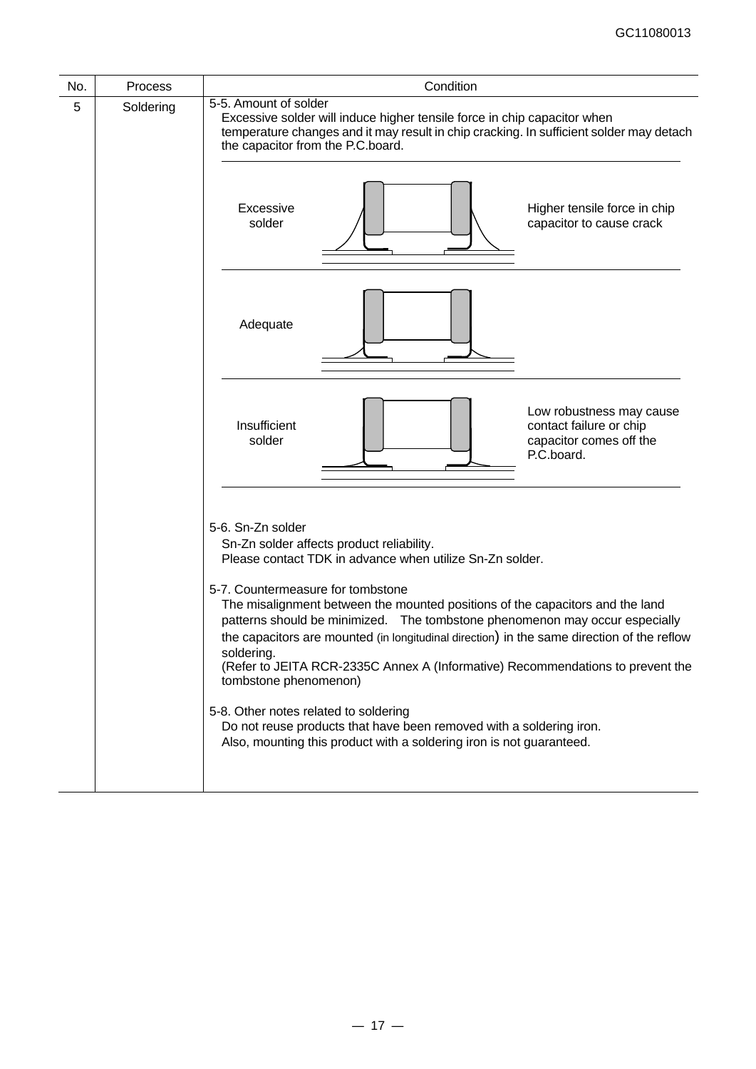| No. | Process | Condition |
|---|---|---|
| 5 | Soldering | 5-5. Amount of solder<br>Excessive solder will induce higher tensile force in chip capacitor when temperature changes and it may result in chip cracking. In sufficient solder may detach the capacitor from the P.C.board.<br><br>Excessive solder — Higher tensile force in chip capacitor to cause crack<br><br>Adequate<br><br>Insufficient solder — Low robustness may cause contact failure or chip capacitor comes off the P.C.board.<br><br>5-6. Sn-Zn solder<br>Sn-Zn solder affects product reliability.<br>Please contact TDK in advance when utilize Sn-Zn solder.<br><br>5-7. Countermeasure for tombstone<br>The misalignment between the mounted positions of the capacitors and the land patterns should be minimized. The tombstone phenomenon may occur especially the capacitors are mounted (in longitudinal direction) in the same direction of the reflow soldering.<br>(Refer to JEITA RCR-2335C Annex A (Informative) Recommendations to prevent the tombstone phenomenon)<br><br>5-8. Other notes related to soldering<br>Do not reuse products that have been removed with a soldering iron.<br>Also, mounting this product with a soldering iron is not guaranteed. |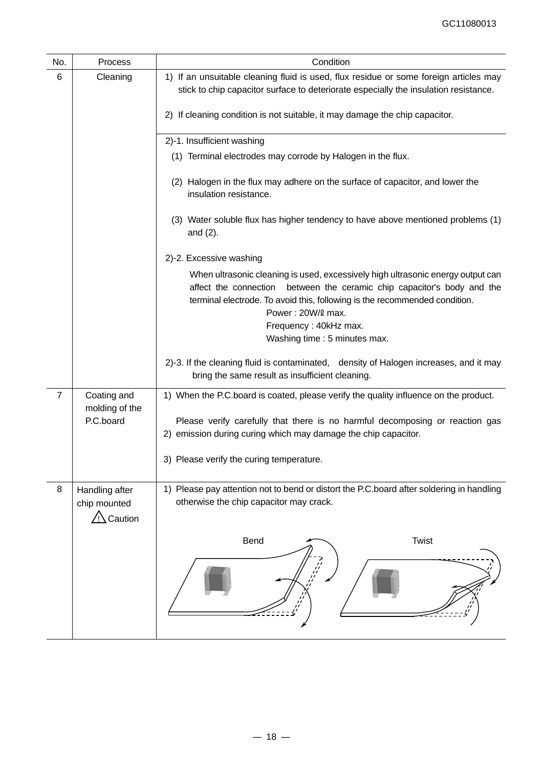| No. | Process | Condition |
|---|---|---|
| 6 | Cleaning | 1) If an unsuitable cleaning fluid is used, flux residue or some foreign articles may stick to chip capacitor surface to deteriorate especially the insulation resistance.<br><br>2) If cleaning condition is not suitable, it may damage the chip capacitor.<br><br>2)-1. Insufficient washing<br>(1) Terminal electrodes may corrode by Halogen in the flux.<br>(2) Halogen in the flux may adhere on the surface of capacitor, and lower the insulation resistance.<br>(3) Water soluble flux has higher tendency to have above mentioned problems (1) and (2).<br><br>2)-2. Excessive washing<br>When ultrasonic cleaning is used, excessively high ultrasonic energy output can affect the connection between the ceramic chip capacitor's body and the terminal electrode. To avoid this, following is the recommended condition.<br>Power : 20W/ℓ max.<br>Frequency : 40kHz max.<br>Washing time : 5 minutes max.<br><br>2)-3. If the cleaning fluid is contaminated, density of Halogen increases, and it may bring the same result as insufficient cleaning. |
| 7 | Coating and molding of the P.C.board | 1) When the P.C.board is coated, please verify the quality influence on the product.<br><br>2) Please verify carefully that there is no harmful decomposing or reaction gas emission during curing which may damage the chip capacitor.<br><br>3) Please verify the curing temperature. |
| 8 | Handling after chip mounted ⚠ Caution | 1) Please pay attention not to bend or distort the P.C.board after soldering in handling otherwise the chip capacitor may crack.<br><br>Bend Twist |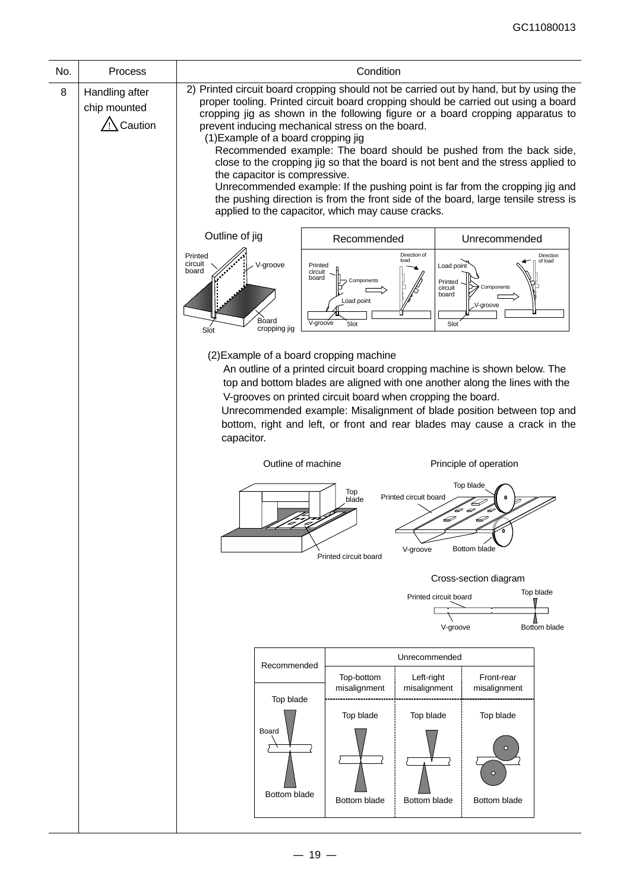| No. | Process | Condition |
|---|---|---|
| 8 | Handling after chip mounted ⚠ Caution | 2) Printed circuit board cropping should not be carried out by hand, but by using the proper tooling. Printed circuit board cropping should be carried out using a board cropping jig as shown in the following figure or a board cropping apparatus to prevent inducing mechanical stress on the board.<br>(1)Example of a board cropping jig<br>Recommended example: The board should be pushed from the back side, close to the cropping jig so that the board is not bent and the stress applied to the capacitor is compressive.<br>Unrecommended example: If the pushing point is far from the cropping jig and the pushing direction is from the front side of the board, large tensile stress is applied to the capacitor, which may cause cracks.<br>(2)Example of a board cropping machine<br>An outline of a printed circuit board cropping machine is shown below. The top and bottom blades are aligned with one another along the lines with the V-grooves on printed circuit board when cropping the board.<br>Unrecommended example: Misalignment of blade position between top and bottom, right and left, or front and rear blades may cause a crack in the capacitor. |

Outline of jig

| Recommended | Unrecommended |
|---|---|
| Printed circuit board, Components, Load point, Direction of load, V-groove, Slot | Load point, Printed circuit board, Components, Direction of load, V-groove, Slot |

Outline of machine

Principle of operation

Cross-section diagram

| Recommended | Unrecommended | | |
|---|---|---|---|
| | Top-bottom misalignment | Left-right misalignment | Front-rear misalignment |
| Top blade / Board / Bottom blade | Top blade / Bottom blade | Top blade / Bottom blade | Top blade / Bottom blade |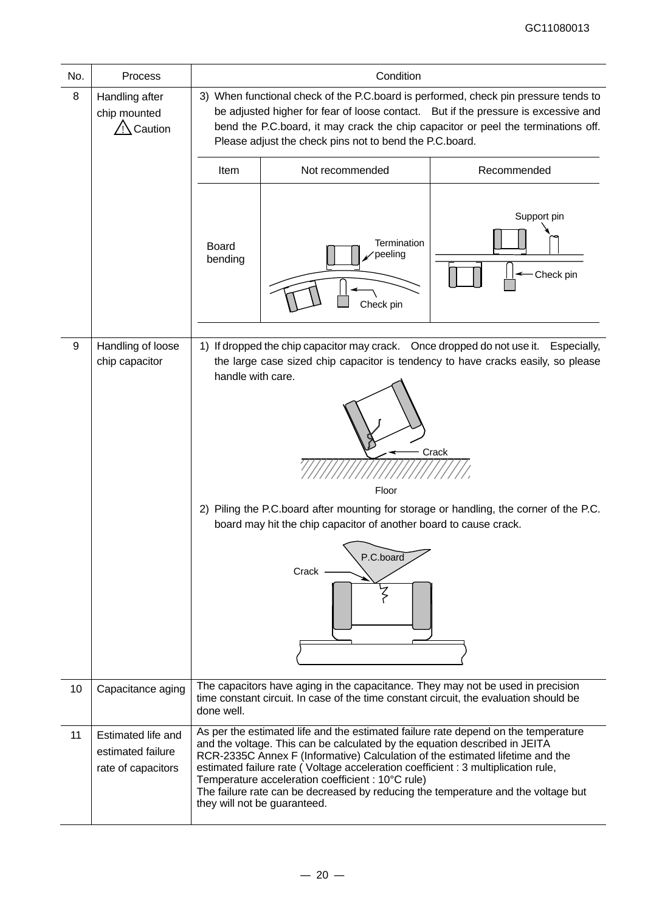| No. | Process | Condition |
|---|---|---|
| 8 | Handling after chip mounted ⚠ Caution | 3) When functional check of the P.C.board is performed, check pin pressure tends to be adjusted higher for fear of loose contact. But if the pressure is excessive and bend the P.C.board, it may crack the chip capacitor or peel the terminations off. Please adjust the check pins not to bend the P.C.board. |
| 9 | Handling of loose chip capacitor | 1) If dropped the chip capacitor may crack. Once dropped do not use it. Especially, the large case sized chip capacitor is tendency to have cracks easily, so please handle with care.<br><br>2) Piling the P.C.board after mounting for storage or handling, the corner of the P.C. board may hit the chip capacitor of another board to cause crack. |
| 10 | Capacitance aging | The capacitors have aging in the capacitance. They may not be used in precision time constant circuit. In case of the time constant circuit, the evaluation should be done well. |
| 11 | Estimated life and estimated failure rate of capacitors | As per the estimated life and the estimated failure rate depend on the temperature and the voltage. This can be calculated by the equation described in JEITA RCR-2335C Annex F (Informative) Calculation of the estimated lifetime and the estimated failure rate ( Voltage acceleration coefficient : 3 multiplication rule, Temperature acceleration coefficient : 10°C rule)<br>The failure rate can be decreased by reducing the temperature and the voltage but they will not be guaranteed. |

| Item | Not recommended | Recommended |
|---|---|---|
| Board bending | Termination peeling<br>Check pin | Support pin<br>Check pin |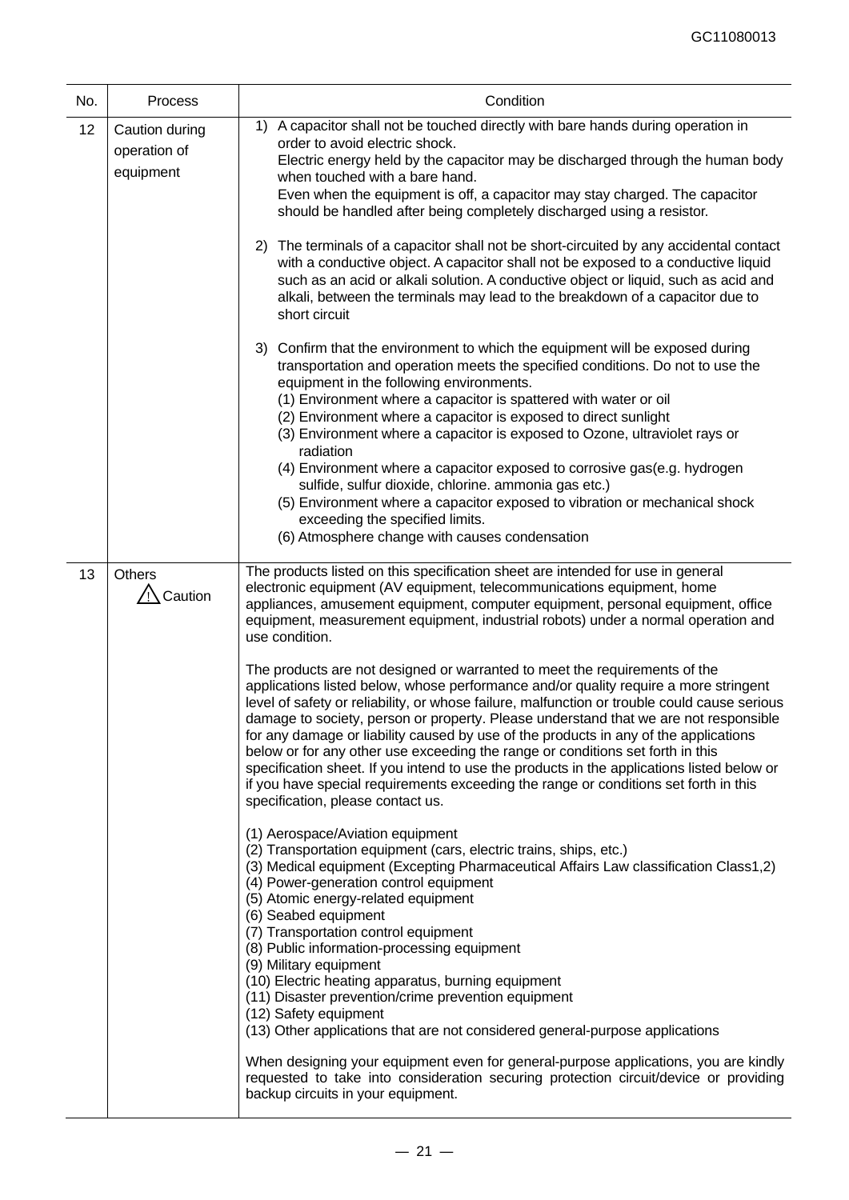| No. | Process | Condition |
|---|---|---|
| 12 | Caution during operation of equipment | 1) A capacitor shall not be touched directly with bare hands during operation in order to avoid electric shock.<br>Electric energy held by the capacitor may be discharged through the human body when touched with a bare hand.<br>Even when the equipment is off, a capacitor may stay charged. The capacitor should be handled after being completely discharged using a resistor.<br><br>2) The terminals of a capacitor shall not be short-circuited by any accidental contact with a conductive object. A capacitor shall not be exposed to a conductive liquid such as an acid or alkali solution. A conductive object or liquid, such as acid and alkali, between the terminals may lead to the breakdown of a capacitor due to short circuit<br><br>3) Confirm that the environment to which the equipment will be exposed during transportation and operation meets the specified conditions. Do not to use the equipment in the following environments.<br>(1) Environment where a capacitor is spattered with water or oil<br>(2) Environment where a capacitor is exposed to direct sunlight<br>(3) Environment where a capacitor is exposed to Ozone, ultraviolet rays or radiation<br>(4) Environment where a capacitor exposed to corrosive gas(e.g. hydrogen sulfide, sulfur dioxide, chlorine. ammonia gas etc.)<br>(5) Environment where a capacitor exposed to vibration or mechanical shock exceeding the specified limits.<br>(6) Atmosphere change with causes condensation |
| 13 | Others<br>⚠ Caution | The products listed on this specification sheet are intended for use in general electronic equipment (AV equipment, telecommunications equipment, home appliances, amusement equipment, computer equipment, personal equipment, office equipment, measurement equipment, industrial robots) under a normal operation and use condition.<br><br>The products are not designed or warranted to meet the requirements of the applications listed below, whose performance and/or quality require a more stringent level of safety or reliability, or whose failure, malfunction or trouble could cause serious damage to society, person or property. Please understand that we are not responsible for any damage or liability caused by use of the products in any of the applications below or for any other use exceeding the range or conditions set forth in this specification sheet. If you intend to use the products in the applications listed below or if you have special requirements exceeding the range or conditions set forth in this specification, please contact us.<br><br>(1) Aerospace/Aviation equipment<br>(2) Transportation equipment (cars, electric trains, ships, etc.)<br>(3) Medical equipment (Excepting Pharmaceutical Affairs Law classification Class1,2)<br>(4) Power-generation control equipment<br>(5) Atomic energy-related equipment<br>(6) Seabed equipment<br>(7) Transportation control equipment<br>(8) Public information-processing equipment<br>(9) Military equipment<br>(10) Electric heating apparatus, burning equipment<br>(11) Disaster prevention/crime prevention equipment<br>(12) Safety equipment<br>(13) Other applications that are not considered general-purpose applications<br><br>When designing your equipment even for general-purpose applications, you are kindly requested to take into consideration securing protection circuit/device or providing backup circuits in your equipment. |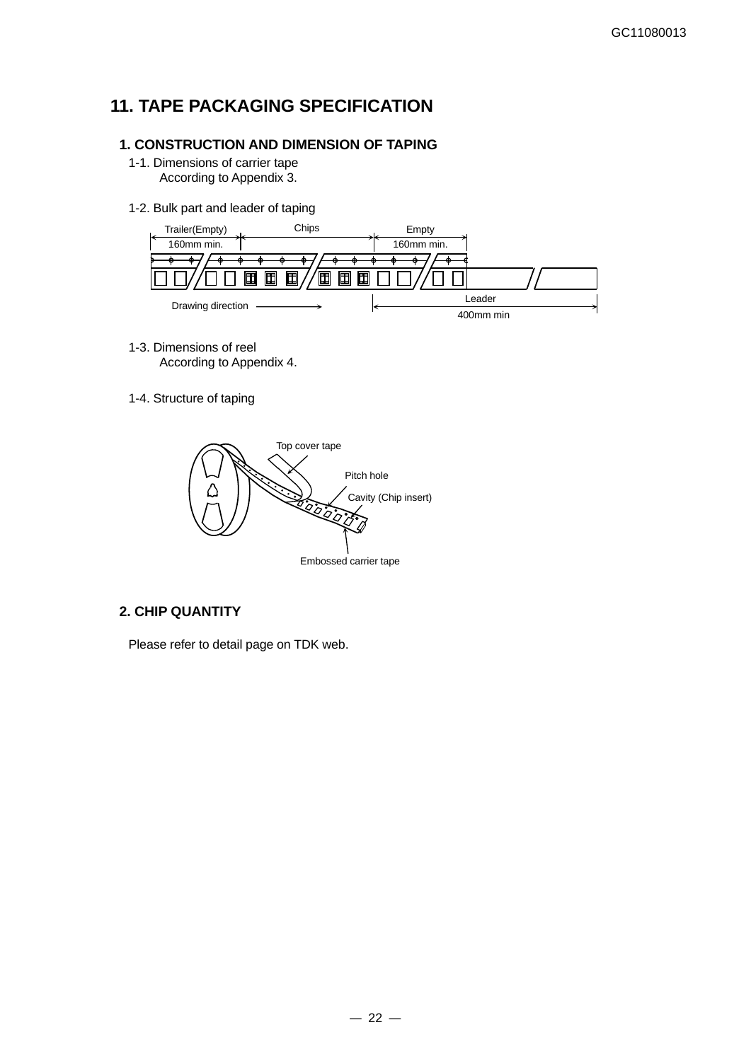# 11. TAPE PACKAGING SPECIFICATION

## 1. CONSTRUCTION AND DIMENSION OF TAPING

1-1. Dimensions of carrier tape

According to Appendix 3.

1-2. Bulk part and leader of taping

Trailer(Empty) 160mm min. | Chips | Empty 160mm min.

Drawing direction →

Leader 400mm min

1-3. Dimensions of reel

According to Appendix 4.

1-4. Structure of taping

Top cover tape

Pitch hole

Cavity (Chip insert)

Embossed carrier tape

## 2. CHIP QUANTITY

Please refer to detail page on TDK web.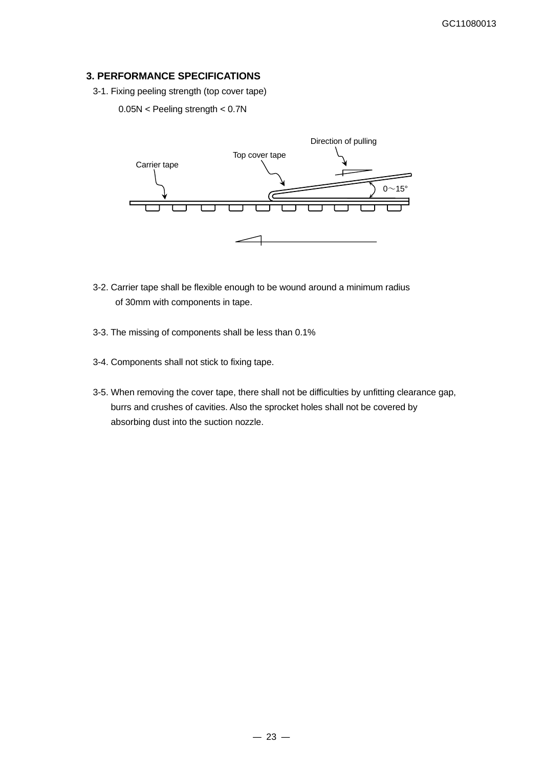## 3. PERFORMANCE SPECIFICATIONS

3-1. Fixing peeling strength (top cover tape)

0.05N < Peeling strength < 0.7N

Direction of pulling

Top cover tape

Carrier tape

0～15°

3-2. Carrier tape shall be flexible enough to be wound around a minimum radius of 30mm with components in tape.

3-3. The missing of components shall be less than 0.1%

3-4. Components shall not stick to fixing tape.

3-5. When removing the cover tape, there shall not be difficulties by unfitting clearance gap, burrs and crushes of cavities. Also the sprocket holes shall not be covered by absorbing dust into the suction nozzle.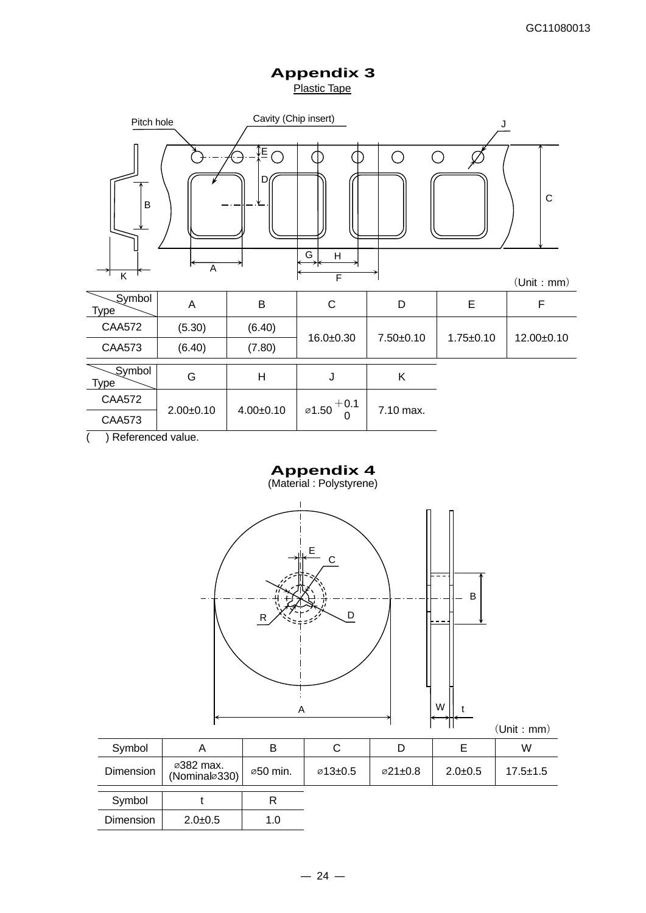# Appendix 3

Plastic Tape

Pitch hole

Cavity (Chip insert)

J

E

D

B

C

G H

A

K

F

(Unit : mm)

| Symbol / Type | A | B | C | D | E | F |
|---|---|---|---|---|---|---|
| CAA572 | (5.30) | (6.40) | 16.0±0.30 | 7.50±0.10 | 1.75±0.10 | 12.00±0.10 |
| CAA573 | (6.40) | (7.80) | | | | |

| Symbol / Type | G | H | J | K |
|---|---|---|---|---|
| CAA572 | 2.00±0.10 | 4.00±0.10 | ⌀1.50 $^{+0.1}_{0}$ | 7.10 max. |
| CAA573 | | | | |

( ) Referenced value.

# Appendix 4

(Material : Polystyrene)

E

C

B

R

D

A

W t

(Unit : mm)

| Symbol | A | B | C | D | E | W |
|---|---|---|---|---|---|---|
| Dimension | ⌀382 max. (Nominal⌀330) | ⌀50 min. | ⌀13±0.5 | ⌀21±0.8 | 2.0±0.5 | 17.5±1.5 |

| Symbol | t | R |
|---|---|---|
| Dimension | 2.0±0.5 | 1.0 |